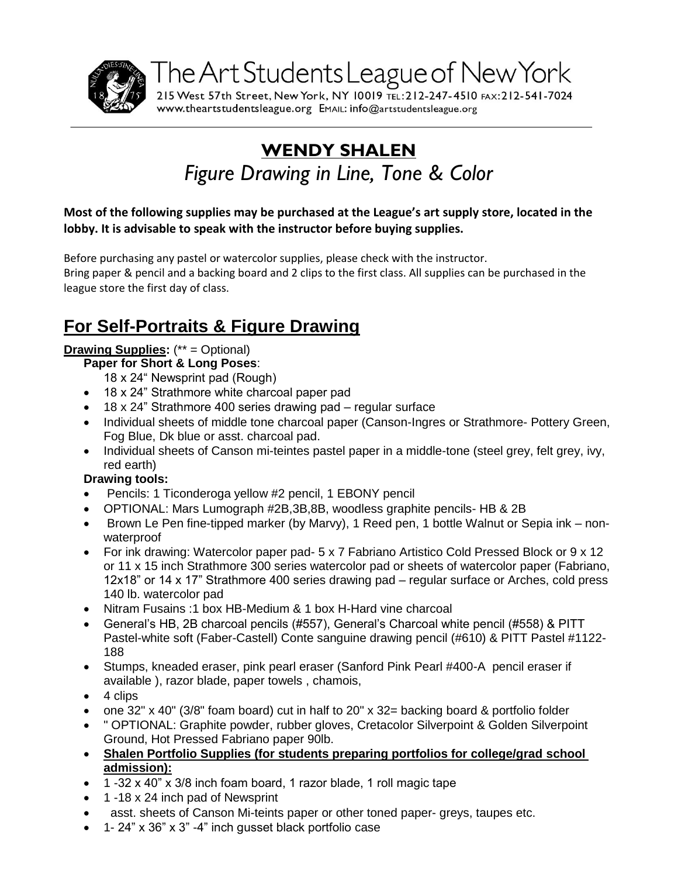The Art Students League of New York

215 West 57th Street, New York, NY 10019 TEL: 212-247-4510 FAX: 212-541-7024
www.theartstudentsleague.org EMAIL: info@artstudentsleague.org

# WENDY SHALEN

## *Figure Drawing in Line, Tone & Color*

**Most of the following supplies may be purchased at the League's art supply store, located in the lobby. It is advisable to speak with the instructor before buying supplies.**

Before purchasing any pastel or watercolor supplies, please check with the instructor.
Bring paper & pencil and a backing board and 2 clips to the first class. All supplies can be purchased in the league store the first day of class.

## For Self-Portraits & Figure Drawing

**Drawing Supplies:** (** = Optional)

**Paper for Short & Long Poses**:

18 x 24" Newsprint pad (Rough)

- 18 x 24" Strathmore white charcoal paper pad
- 18 x 24" Strathmore 400 series drawing pad – regular surface
- Individual sheets of middle tone charcoal paper (Canson-Ingres or Strathmore- Pottery Green, Fog Blue, Dk blue or asst. charcoal pad.
- Individual sheets of Canson mi-teintes pastel paper in a middle-tone (steel grey, felt grey, ivy, red earth)

**Drawing tools:**

- Pencils: 1 Ticonderoga yellow #2 pencil, 1 EBONY pencil
- OPTIONAL: Mars Lumograph #2B,3B,8B, woodless graphite pencils- HB & 2B
- Brown Le Pen fine-tipped marker (by Marvy), 1 Reed pen, 1 bottle Walnut or Sepia ink – non-waterproof
- For ink drawing: Watercolor paper pad- 5 x 7 Fabriano Artistico Cold Pressed Block or 9 x 12 or 11 x 15 inch Strathmore 300 series watercolor pad or sheets of watercolor paper (Fabriano, 12x18" or 14 x 17" Strathmore 400 series drawing pad – regular surface or Arches, cold press 140 lb. watercolor pad
- Nitram Fusains :1 box HB-Medium & 1 box H-Hard vine charcoal
- General's HB, 2B charcoal pencils (#557), General's Charcoal white pencil (#558) & PITT Pastel-white soft (Faber-Castell) Conte sanguine drawing pencil (#610) & PITT Pastel #1122-188
- Stumps, kneaded eraser, pink pearl eraser (Sanford Pink Pearl #400-A pencil eraser if available ), razor blade, paper towels , chamois,
- 4 clips
- one 32" x 40" (3/8" foam board) cut in half to 20" x 32= backing board & portfolio folder
- " OPTIONAL: Graphite powder, rubber gloves, Cretacolor Silverpoint & Golden Silverpoint Ground, Hot Pressed Fabriano paper 90lb.
- **Shalen Portfolio Supplies (for students preparing portfolios for college/grad school admission):**
- 1 -32 x 40" x 3/8 inch foam board, 1 razor blade, 1 roll magic tape
- 1 -18 x 24 inch pad of Newsprint
- asst. sheets of Canson Mi-teints paper or other toned paper- greys, taupes etc.
- 1- 24" x 36" x 3" -4" inch gusset black portfolio case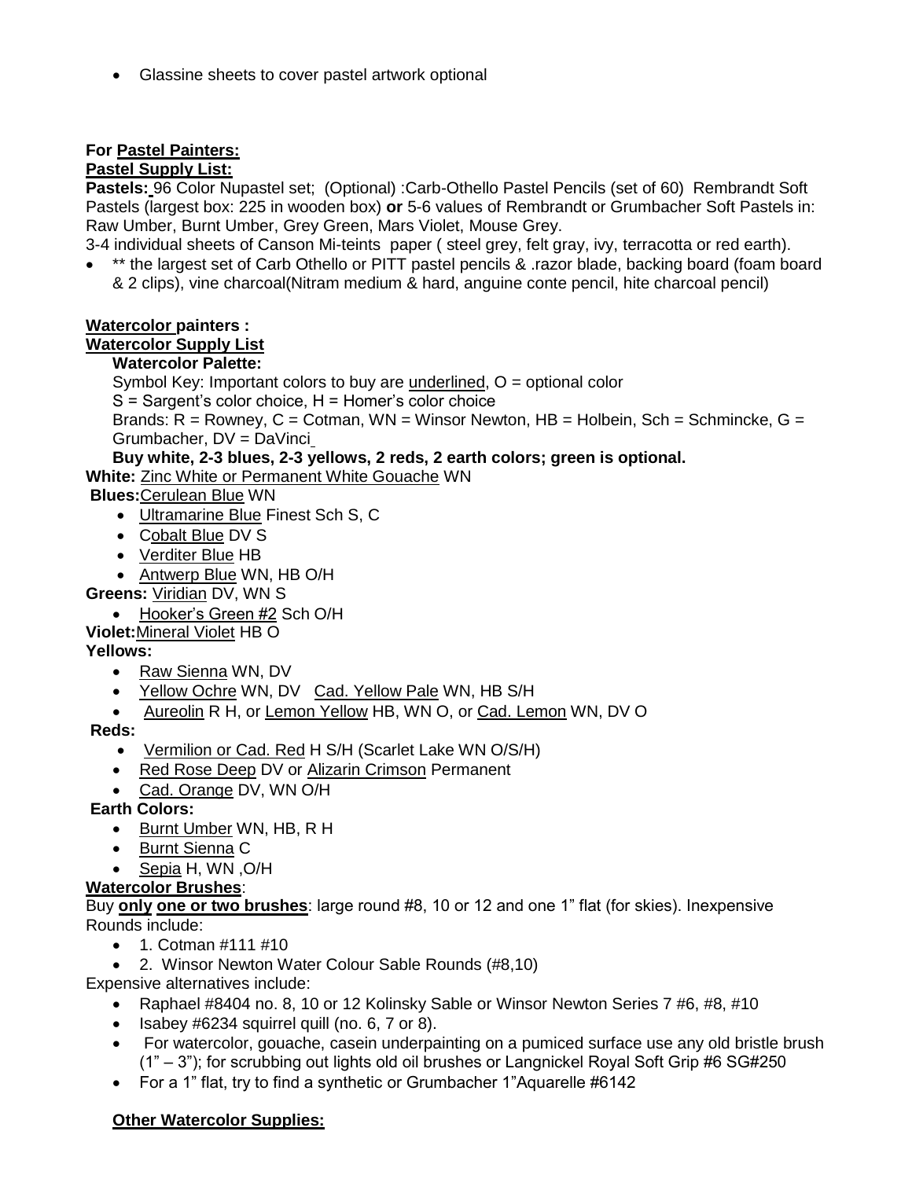- Glassine sheets to cover pastel artwork optional

**For <u>Pastel Painters:</u>**

**<u>Pastel Supply List:</u>**

**Pastels:** 96 Color Nupastel set; (Optional) :Carb-Othello Pastel Pencils (set of 60) Rembrandt Soft Pastels (largest box: 225 in wooden box) **or** 5-6 values of Rembrandt or Grumbacher Soft Pastels in: Raw Umber, Burnt Umber, Grey Green, Mars Violet, Mouse Grey.

3-4 individual sheets of Canson Mi-teints paper ( steel grey, felt gray, ivy, terracotta or red earth).

- ** the largest set of Carb Othello or PITT pastel pencils & .razor blade, backing board (foam board & 2 clips), vine charcoal(Nitram medium & hard, anguine conte pencil, hite charcoal pencil)

**<u>Watercolor</u> painters :**

**<u>Watercolor Supply List</u>**

**Watercolor Palette:**

Symbol Key: Important colors to buy are <u>underlined</u>, O = optional color

S = Sargent's color choice, H = Homer's color choice

Brands: R = Rowney, C = Cotman, WN = Winsor Newton, HB = Holbein, Sch = Schmincke, G = Grumbacher, DV = DaVinci

**Buy white, 2-3 blues, 2-3 yellows, 2 reds, 2 earth colors; green is optional.**

**White:** <u>Zinc White or Permanent White Gouache</u> WN

**Blues:**<u>Cerulean Blue</u> WN

- <u>Ultramarine Blue</u> Finest Sch S, C
- C<u>obalt Blue</u> DV S
- <u>Verditer Blue</u> HB
- <u>Antwerp Blue</u> WN, HB O/H

**Greens:** <u>Viridian</u> DV, WN S

- <u>Hooker's Green #2</u> Sch O/H

**Violet:**<u>Mineral Violet</u> HB O

**Yellows:**

- <u>Raw Sienna</u> WN, DV
- <u>Yellow Ochre</u> WN, DV <u>Cad. Yellow Pale</u> WN, HB S/H
- <u>Aureolin</u> R H, or <u>Lemon Yellow</u> HB, WN O, or <u>Cad. Lemon</u> WN, DV O

**Reds:**

- <u>Vermilion or Cad. Red</u> H S/H (Scarlet Lake WN O/S/H)
- <u>Red Rose Deep</u> DV or <u>Alizarin Crimson</u> Permanent
- <u>Cad. Orange</u> DV, WN O/H

**Earth Colors:**

- <u>Burnt Umber</u> WN, HB, R H
- <u>Burnt Sienna</u> C
- <u>Sepia</u> H, WN ,O/H

**<u>Watercolor Brushes</u>**:

Buy **<u>only</u> <u>one or two brushes</u>**: large round #8, 10 or 12 and one 1" flat (for skies). Inexpensive Rounds include:

- 1. Cotman #111 #10
- 2. Winsor Newton Water Colour Sable Rounds (#8,10)

Expensive alternatives include:

- Raphael #8404 no. 8, 10 or 12 Kolinsky Sable or Winsor Newton Series 7 #6, #8, #10
- Isabey #6234 squirrel quill (no. 6, 7 or 8).
- For watercolor, gouache, casein underpainting on a pumiced surface use any old bristle brush (1" – 3"); for scrubbing out lights old oil brushes or Langnickel Royal Soft Grip #6 SG#250
- For a 1" flat, try to find a synthetic or Grumbacher 1"Aquarelle #6142

**<u>Other Watercolor Supplies:</u>**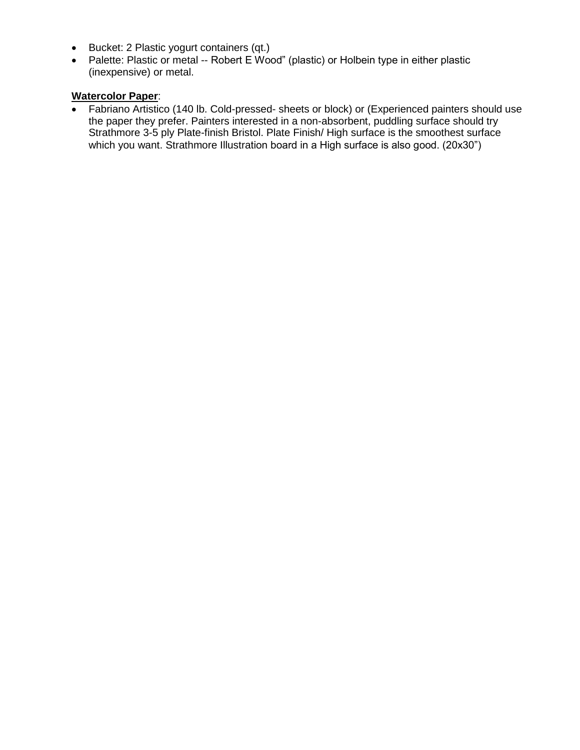- Bucket: 2 Plastic yogurt containers (qt.)
- Palette: Plastic or metal -- Robert E Wood" (plastic) or Holbein type in either plastic (inexpensive) or metal.

**Watercolor Paper**:

- Fabriano Artistico (140 lb. Cold-pressed- sheets or block) or (Experienced painters should use the paper they prefer. Painters interested in a non-absorbent, puddling surface should try Strathmore 3-5 ply Plate-finish Bristol. Plate Finish/ High surface is the smoothest surface which you want. Strathmore Illustration board in a High surface is also good. (20x30")